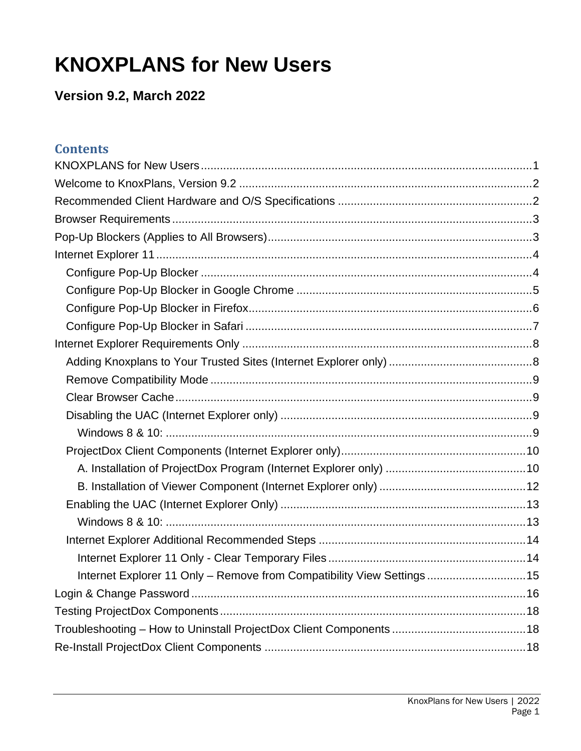# KNOXPLANS for New Users

### Version 9.2, March 2022

## Contents

KNOXPLANS for New Users ........................................................................................................1
Welcome to KnoxPlans, Version 9.2 ............................................................................................2
Recommended Client Hardware and O/S Specifications ............................................................2
Browser Requirements .................................................................................................................3
Pop-Up Blockers (Applies to All Browsers)..................................................................................3
Internet Explorer 11 ......................................................................................................................4
  Configure Pop-Up Blocker .......................................................................................................4
  Configure Pop-Up Blocker in Google Chrome ..........................................................................5
  Configure Pop-Up Blocker in Firefox.........................................................................................6
  Configure Pop-Up Blocker in Safari ..........................................................................................7
Internet Explorer Requirements Only ..........................................................................................8
  Adding Knoxplans to Your Trusted Sites (Internet Explorer only) .............................................8
  Remove Compatibility Mode .....................................................................................................9
  Clear Browser Cache................................................................................................................9
  Disabling the UAC (Internet Explorer only) ...............................................................................9
    Windows 8 & 10: ...................................................................................................................9
  ProjectDox Client Components (Internet Explorer only)..........................................................10
    A. Installation of ProjectDox Program (Internet Explorer only) ............................................10
    B. Installation of Viewer Component (Internet Explorer only) ..............................................12
  Enabling the UAC (Internet Explorer Only) .............................................................................13
    Windows 8 & 10: .................................................................................................................13
  Internet Explorer Additional Recommended Steps ..................................................................14
    Internet Explorer 11 Only - Clear Temporary Files .............................................................14
    Internet Explorer 11 Only – Remove from Compatibility View Settings ...............................15
Login & Change Password .........................................................................................................16
Testing ProjectDox Components................................................................................................18
Troubleshooting – How to Uninstall ProjectDox Client Components ..........................................18
Re-Install ProjectDox Client Components ..................................................................................18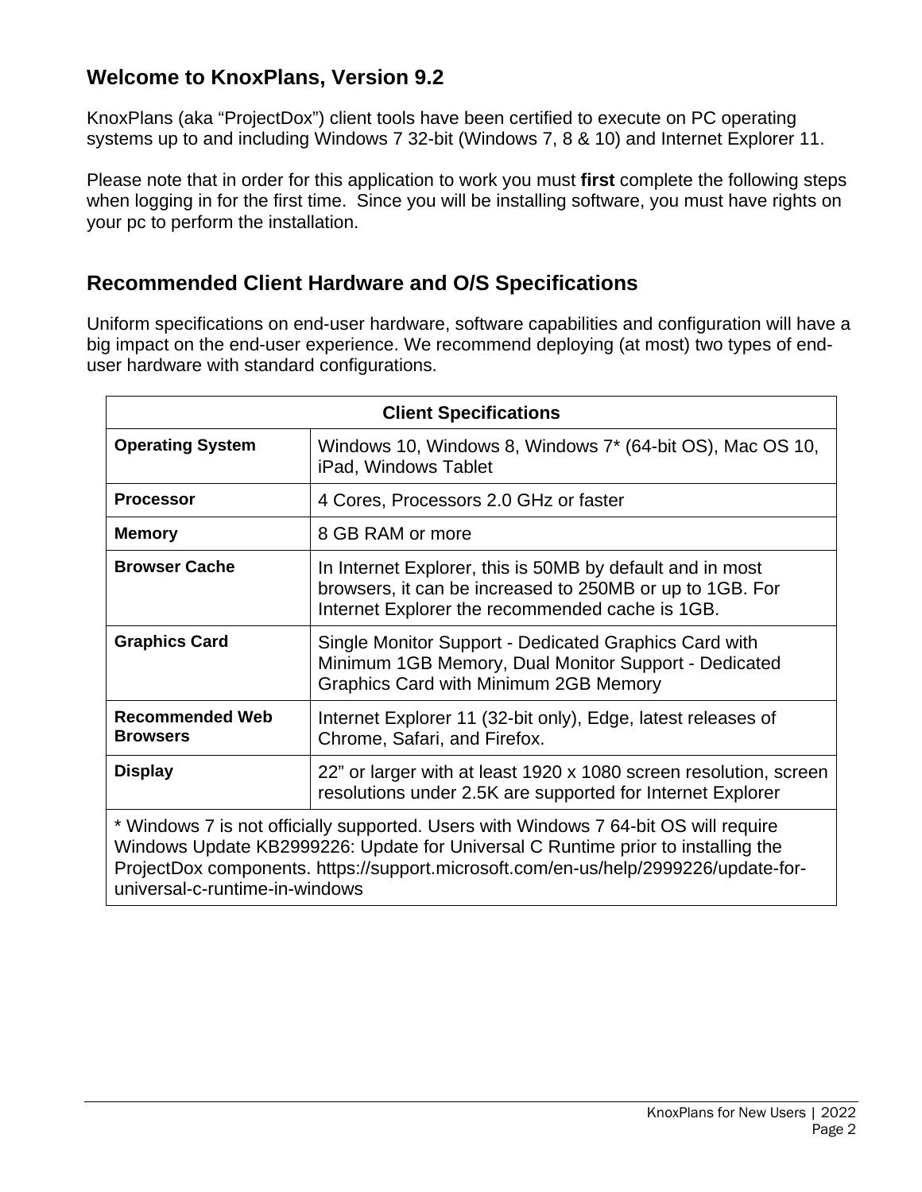## Welcome to KnoxPlans, Version 9.2

KnoxPlans (aka "ProjectDox") client tools have been certified to execute on PC operating systems up to and including Windows 7 32-bit (Windows 7, 8 & 10) and Internet Explorer 11.

Please note that in order for this application to work you must **first** complete the following steps when logging in for the first time. Since you will be installing software, you must have rights on your pc to perform the installation.

## Recommended Client Hardware and O/S Specifications

Uniform specifications on end-user hardware, software capabilities and configuration will have a big impact on the end-user experience. We recommend deploying (at most) two types of end-user hardware with standard configurations.

| Client Specifications | |
|---|---|
| **Operating System** | Windows 10, Windows 8, Windows 7* (64-bit OS), Mac OS 10, iPad, Windows Tablet |
| **Processor** | 4 Cores, Processors 2.0 GHz or faster |
| **Memory** | 8 GB RAM or more |
| **Browser Cache** | In Internet Explorer, this is 50MB by default and in most browsers, it can be increased to 250MB or up to 1GB. For Internet Explorer the recommended cache is 1GB. |
| **Graphics Card** | Single Monitor Support - Dedicated Graphics Card with Minimum 1GB Memory, Dual Monitor Support - Dedicated Graphics Card with Minimum 2GB Memory |
| **Recommended Web Browsers** | Internet Explorer 11 (32-bit only), Edge, latest releases of Chrome, Safari, and Firefox. |
| **Display** | 22" or larger with at least 1920 x 1080 screen resolution, screen resolutions under 2.5K are supported for Internet Explorer |
| * Windows 7 is not officially supported. Users with Windows 7 64-bit OS will require Windows Update KB2999226: Update for Universal C Runtime prior to installing the ProjectDox components. https://support.microsoft.com/en-us/help/2999226/update-for-universal-c-runtime-in-windows | |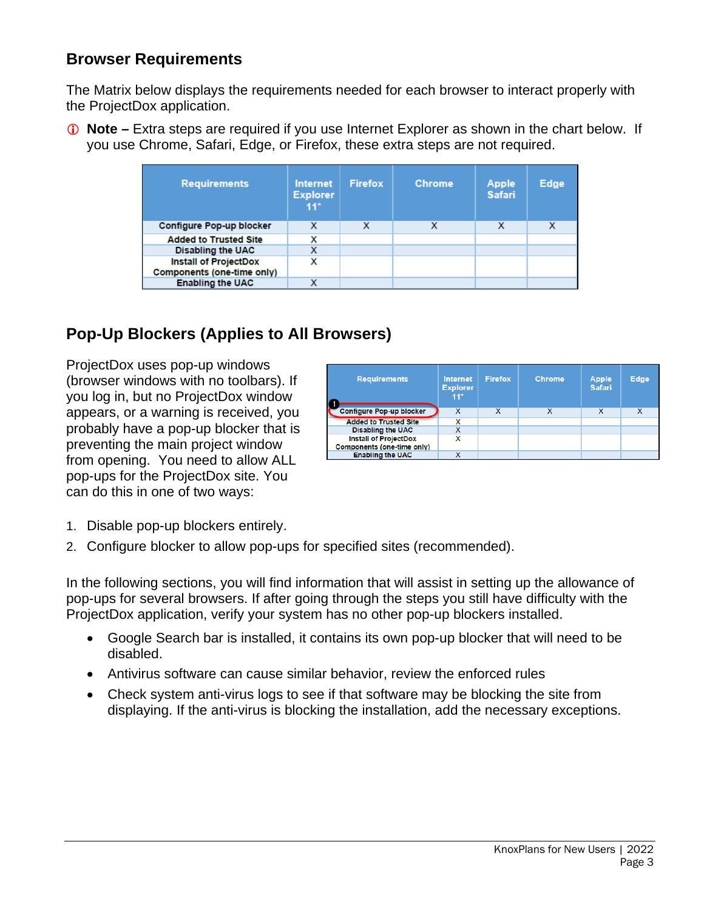## Browser Requirements

The Matrix below displays the requirements needed for each browser to interact properly with the ProjectDox application.

ⓘ **Note –** Extra steps are required if you use Internet Explorer as shown in the chart below. If you use Chrome, Safari, Edge, or Firefox, these extra steps are not required.

| Requirements | Internet Explorer 11* | Firefox | Chrome | Apple Safari | Edge |
|---|---|---|---|---|---|
| Configure Pop-up blocker | X | X | X | X | X |
| Added to Trusted Site | X | | | | |
| Disabling the UAC | X | | | | |
| Install of ProjectDox Components (one-time only) | X | | | | |
| Enabling the UAC | X | | | | |

## Pop-Up Blockers (Applies to All Browsers)

ProjectDox uses pop-up windows (browser windows with no toolbars). If you log in, but no ProjectDox window appears, or a warning is received, you probably have a pop-up blocker that is preventing the main project window from opening. You need to allow ALL pop-ups for the ProjectDox site. You can do this in one of two ways:

| Requirements | Internet Explorer 11* | Firefox | Chrome | Apple Safari | Edge |
|---|---|---|---|---|---|
| 1 Configure Pop-up blocker | X | X | X | X | X |
| Added to Trusted Site | X | | | | |
| Disabling the UAC | X | | | | |
| Install of ProjectDox Components (one-time only) | X | | | | |
| Enabling the UAC | X | | | | |

1. Disable pop-up blockers entirely.
2. Configure blocker to allow pop-ups for specified sites (recommended).

In the following sections, you will find information that will assist in setting up the allowance of pop-ups for several browsers. If after going through the steps you still have difficulty with the ProjectDox application, verify your system has no other pop-up blockers installed.

- Google Search bar is installed, it contains its own pop-up blocker that will need to be disabled.
- Antivirus software can cause similar behavior, review the enforced rules
- Check system anti-virus logs to see if that software may be blocking the site from displaying. If the anti-virus is blocking the installation, add the necessary exceptions.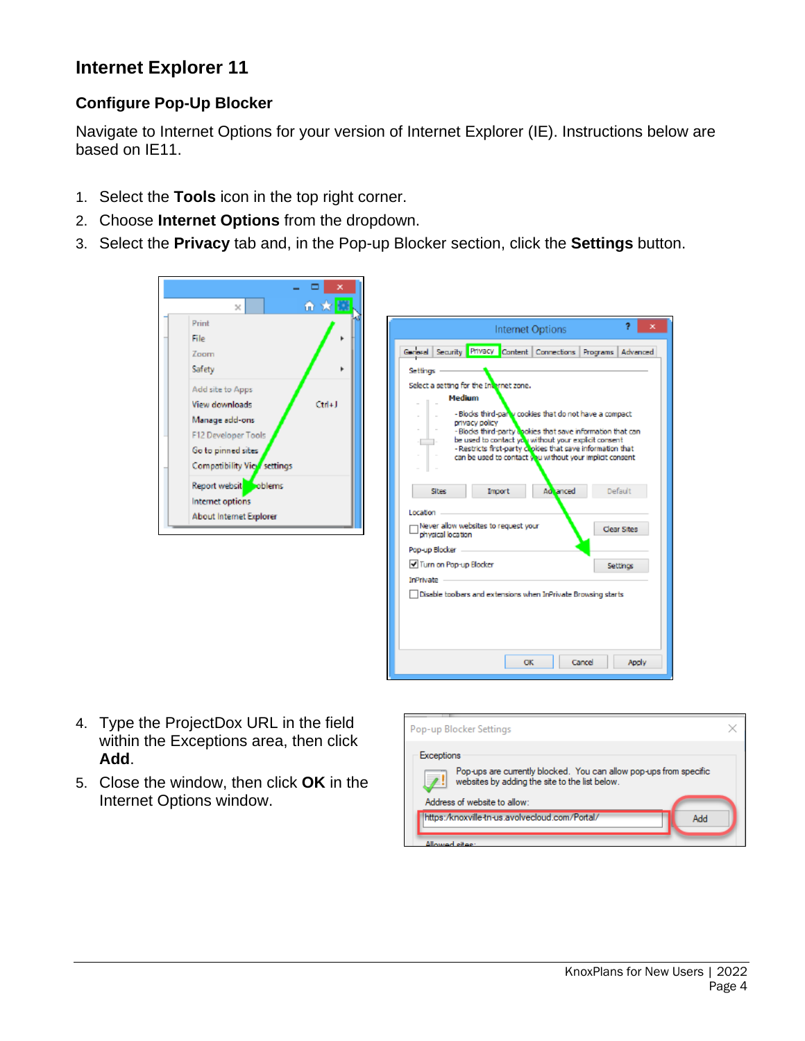## Internet Explorer 11

### Configure Pop-Up Blocker

Navigate to Internet Options for your version of Internet Explorer (IE). Instructions below are based on IE11.

1. Select the **Tools** icon in the top right corner.
2. Choose **Internet Options** from the dropdown.
3. Select the **Privacy** tab and, in the Pop-up Blocker section, click the **Settings** button.
4. Type the ProjectDox URL in the field within the Exceptions area, then click **Add**.
5. Close the window, then click **OK** in the Internet Options window.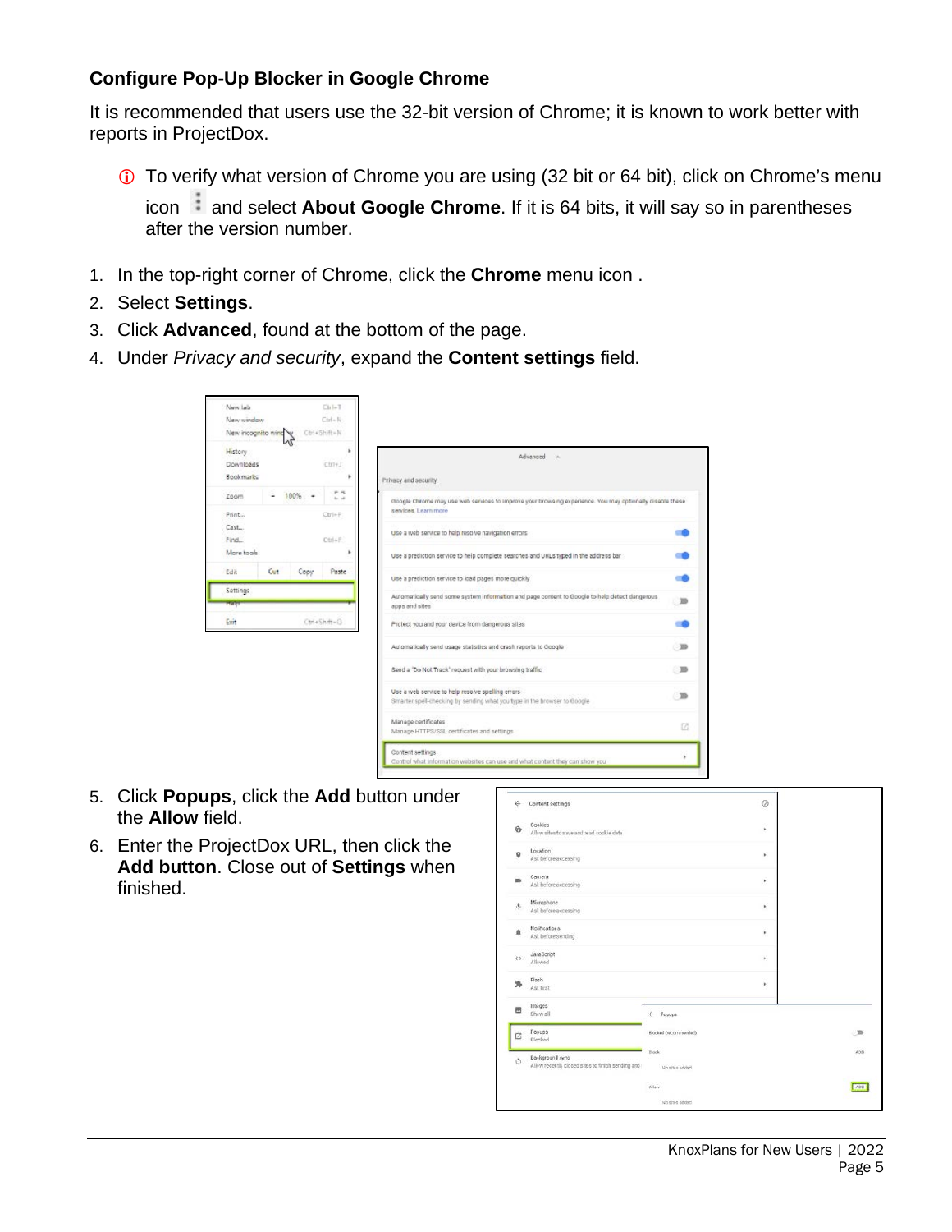### Configure Pop-Up Blocker in Google Chrome

It is recommended that users use the 32-bit version of Chrome; it is known to work better with reports in ProjectDox.

- ⓘ To verify what version of Chrome you are using (32 bit or 64 bit), click on Chrome's menu icon ⋮ and select **About Google Chrome**. If it is 64 bits, it will say so in parentheses after the version number.

1. In the top-right corner of Chrome, click the **Chrome** menu icon .
2. Select **Settings**.
3. Click **Advanced**, found at the bottom of the page.
4. Under *Privacy and security*, expand the **Content settings** field.
5. Click **Popups**, click the **Add** button under the **Allow** field.
6. Enter the ProjectDox URL, then click the **Add button**. Close out of **Settings** when finished.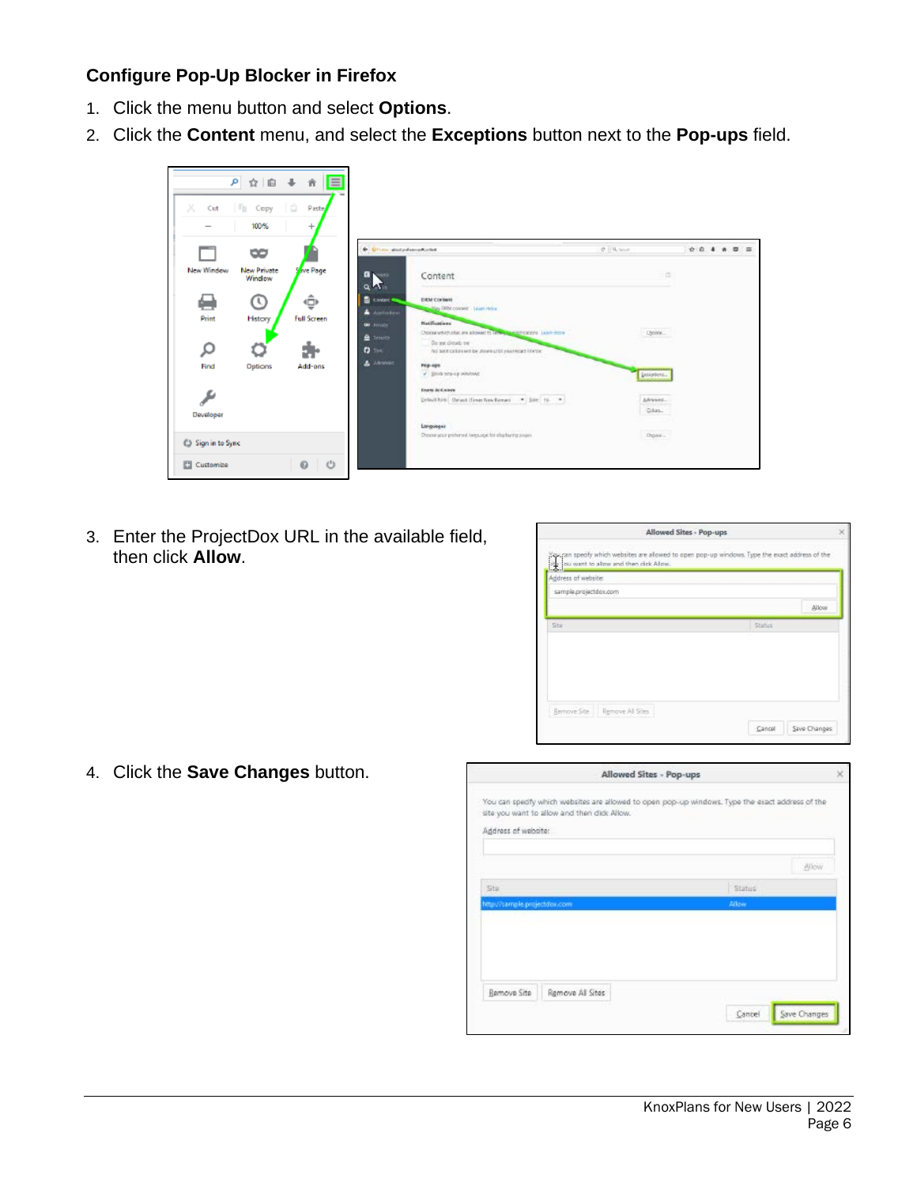**Configure Pop-Up Blocker in Firefox**

1. Click the menu button and select **Options**.
2. Click the **Content** menu, and select the **Exceptions** button next to the **Pop-ups** field.
3. Enter the ProjectDox URL in the available field, then click **Allow**.
4. Click the **Save Changes** button.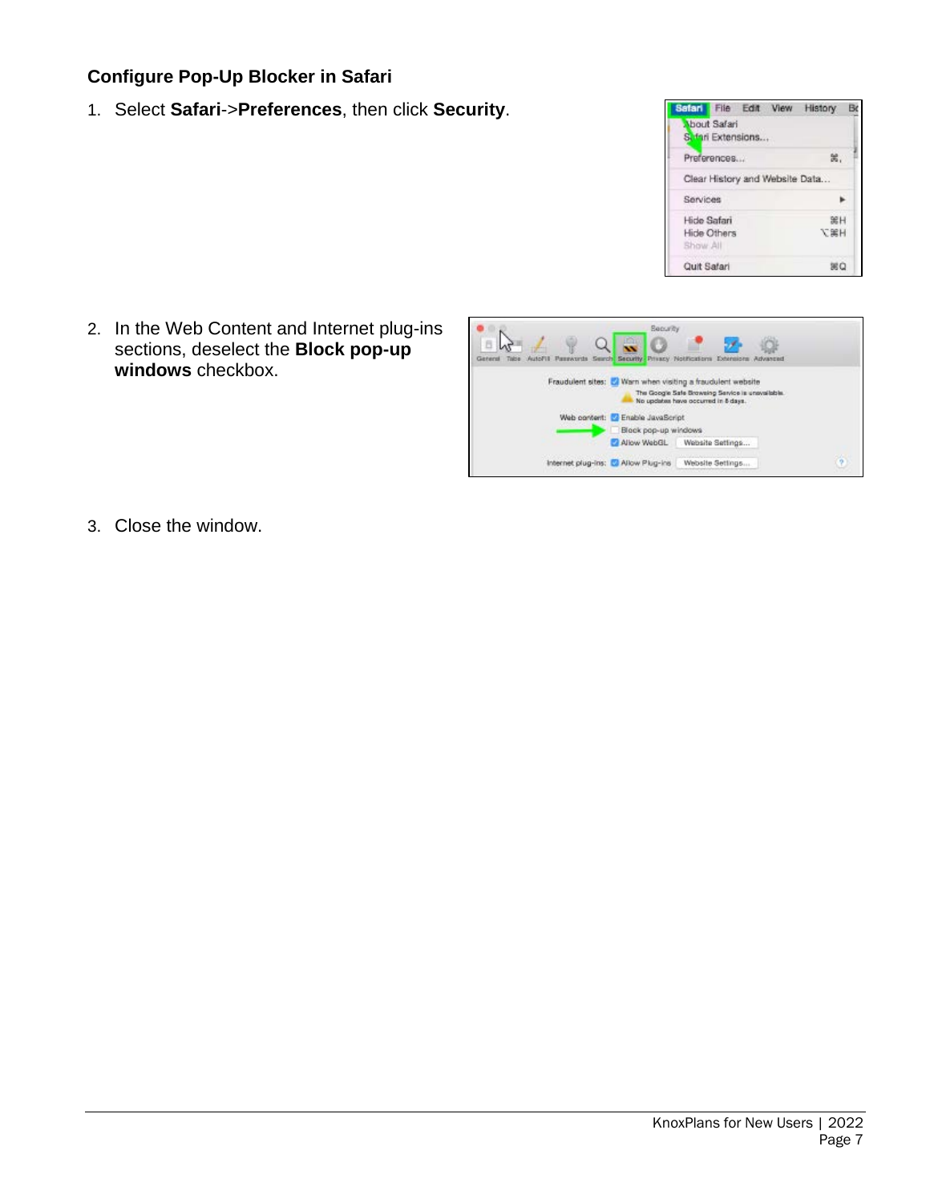### Configure Pop-Up Blocker in Safari

1. Select **Safari**->**Preferences**, then click **Security**.

2. In the Web Content and Internet plug-ins sections, deselect the **Block pop-up windows** checkbox.

3. Close the window.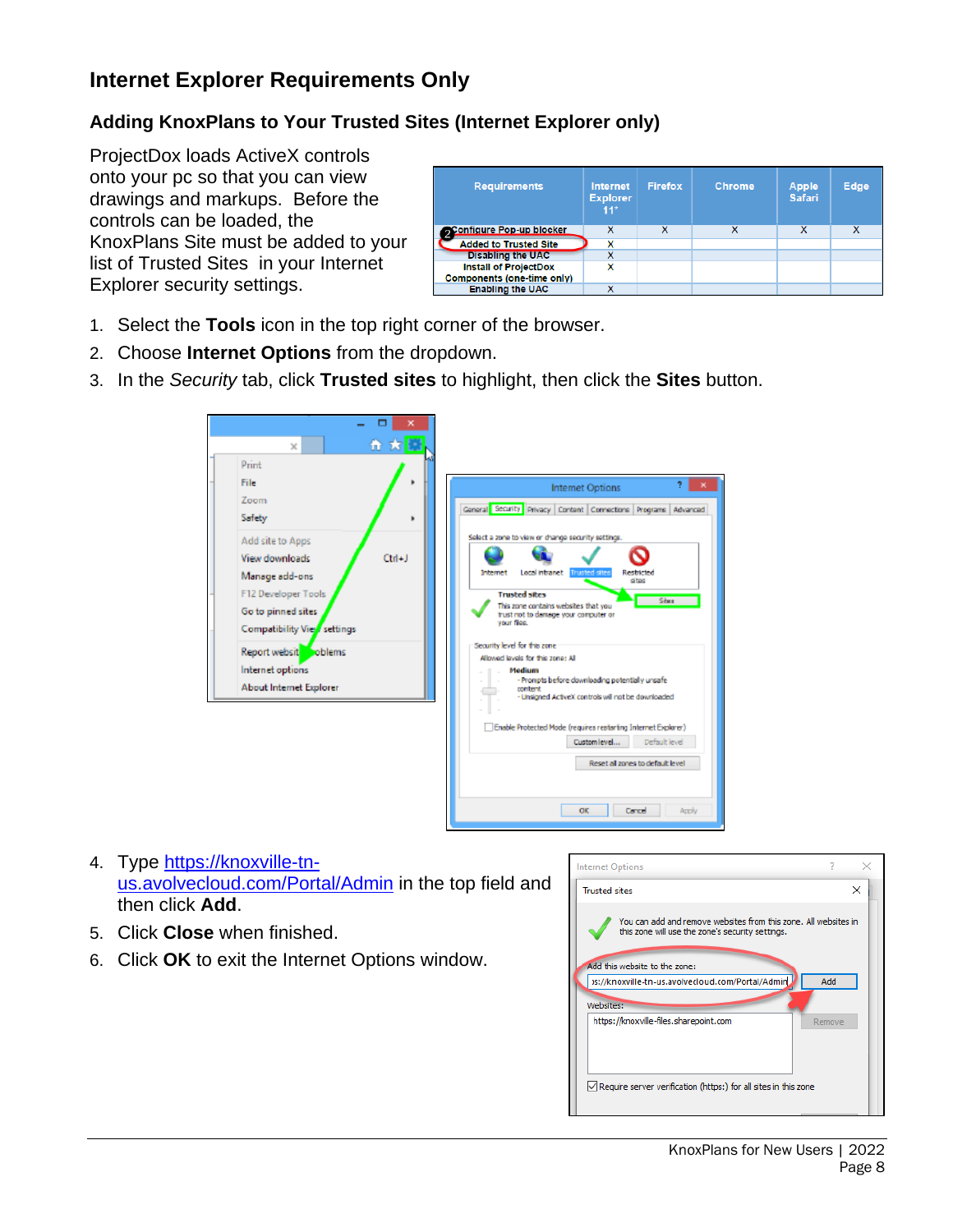# Internet Explorer Requirements Only

## Adding KnoxPlans to Your Trusted Sites (Internet Explorer only)

ProjectDox loads ActiveX controls onto your pc so that you can view drawings and markups. Before the controls can be loaded, the KnoxPlans Site must be added to your list of Trusted Sites in your Internet Explorer security settings.

| Requirements | Internet Explorer 11+ | Firefox | Chrome | Apple Safari | Edge |
|---|---|---|---|---|---|
| Configure Pop-up blocker | X | X | X | X | X |
| Added to Trusted Site | X | | | | |
| Disabling the UAC | X | | | | |
| Install of ProjectDox Components (one-time only) | X | | | | |
| Enabling the UAC | X | | | | |

1. Select the **Tools** icon in the top right corner of the browser.
2. Choose **Internet Options** from the dropdown.
3. In the *Security* tab, click **Trusted sites** to highlight, then click the **Sites** button.

4. Type https://knoxville-tn-us.avolvecloud.com/Portal/Admin in the top field and then click **Add**.
5. Click **Close** when finished.
6. Click **OK** to exit the Internet Options window.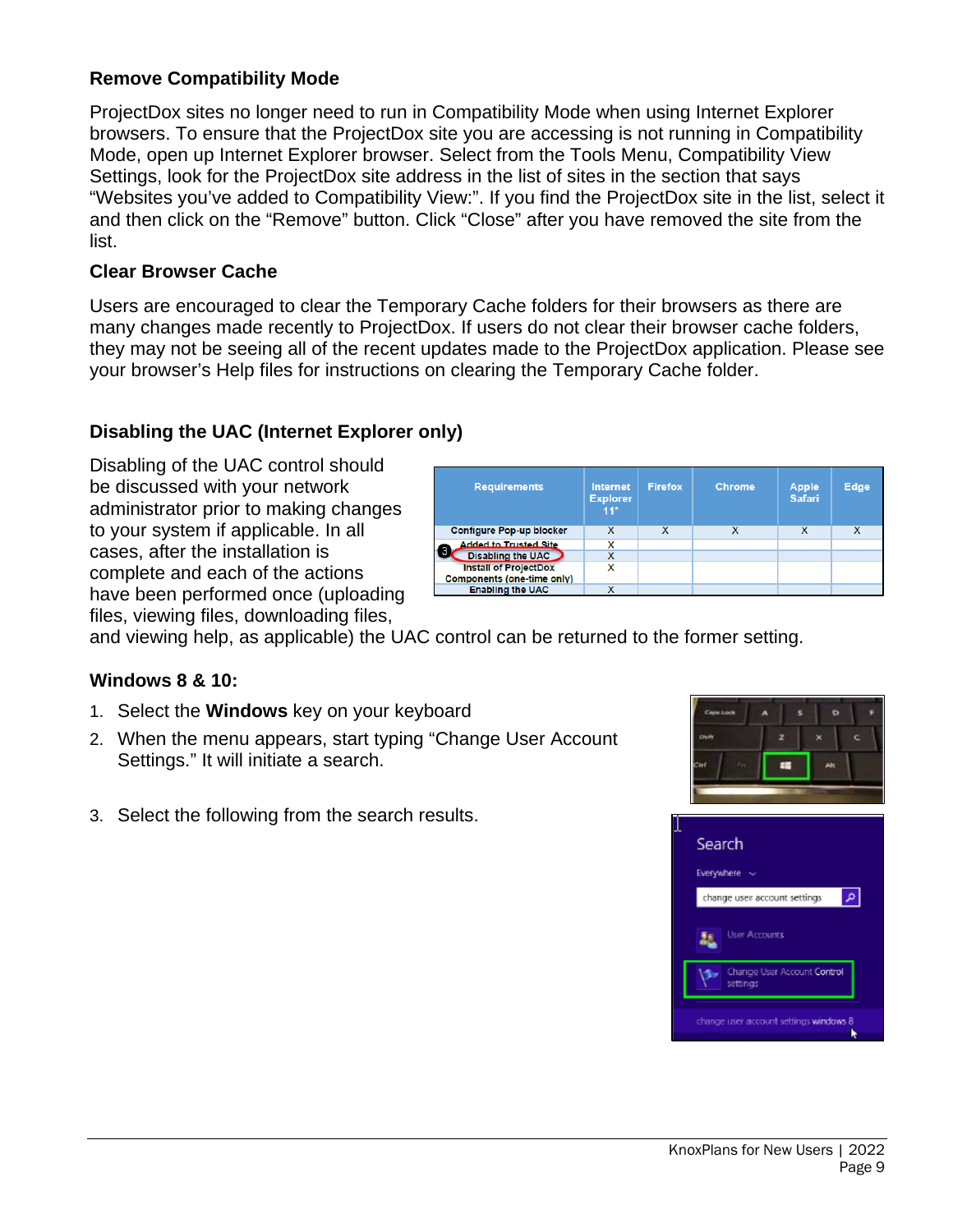### Remove Compatibility Mode

ProjectDox sites no longer need to run in Compatibility Mode when using Internet Explorer browsers. To ensure that the ProjectDox site you are accessing is not running in Compatibility Mode, open up Internet Explorer browser. Select from the Tools Menu, Compatibility View Settings, look for the ProjectDox site address in the list of sites in the section that says “Websites you’ve added to Compatibility View:”. If you find the ProjectDox site in the list, select it and then click on the “Remove” button. Click “Close” after you have removed the site from the list.

### Clear Browser Cache

Users are encouraged to clear the Temporary Cache folders for their browsers as there are many changes made recently to ProjectDox. If users do not clear their browser cache folders, they may not be seeing all of the recent updates made to the ProjectDox application. Please see your browser’s Help files for instructions on clearing the Temporary Cache folder.

### Disabling the UAC (Internet Explorer only)

Disabling of the UAC control should be discussed with your network administrator prior to making changes to your system if applicable. In all cases, after the installation is complete and each of the actions have been performed once (uploading files, viewing files, downloading files, and viewing help, as applicable) the UAC control can be returned to the former setting.

| Requirements | Internet Explorer 11* | Firefox | Chrome | Apple Safari | Edge |
|---|---|---|---|---|---|
| Configure Pop-up blocker | X | X | X | X | X |
| Added to Trusted Site | X | | | | |
| 3 Disabling the UAC | X | | | | |
| Install of ProjectDox Components (one-time only) | X | | | | |
| Enabling the UAC | X | | | | |

### Windows 8 & 10:

1. Select the **Windows** key on your keyboard
2. When the menu appears, start typing “Change User Account Settings.” It will initiate a search.
3. Select the following from the search results.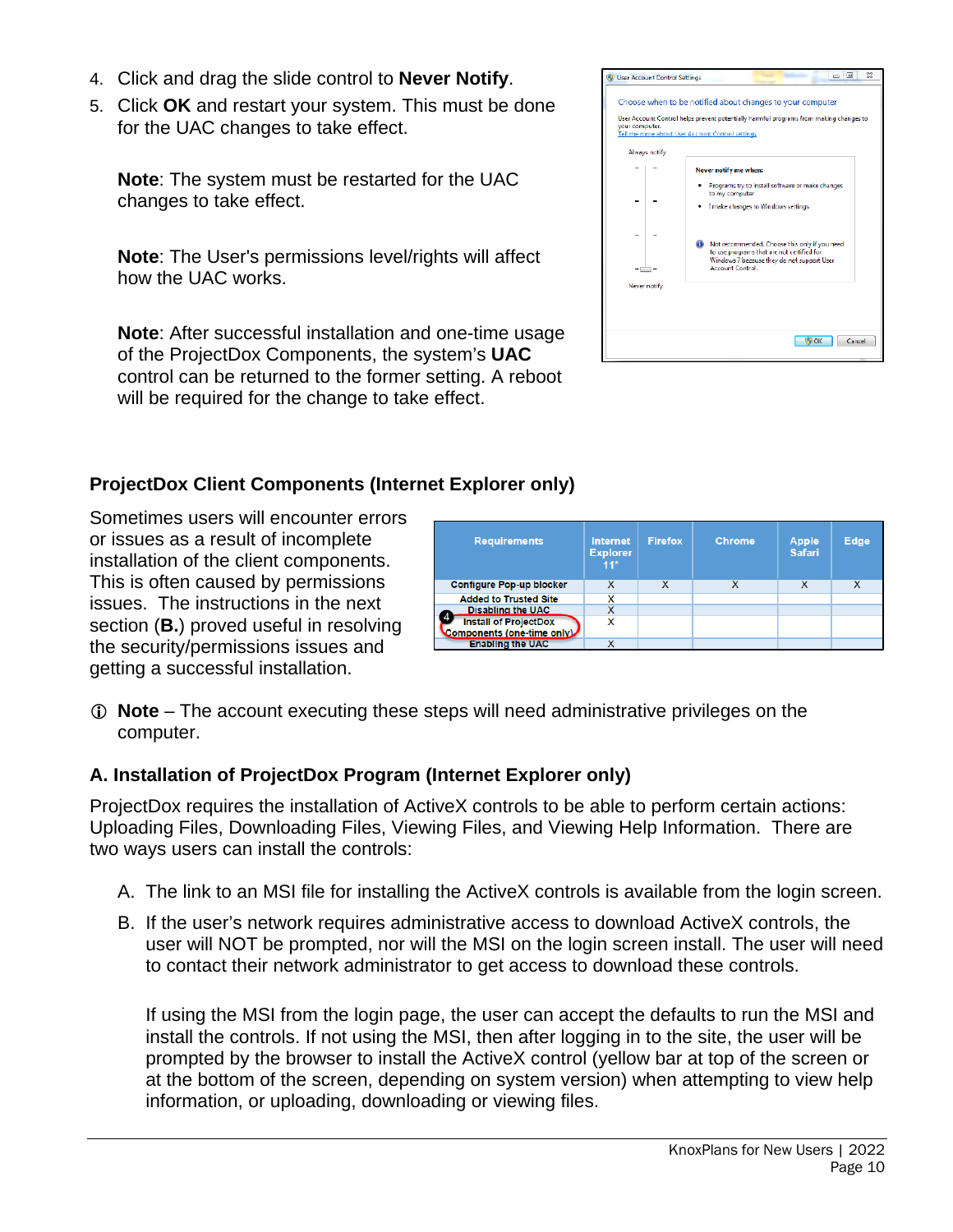4. Click and drag the slide control to **Never Notify**.
5. Click **OK** and restart your system. This must be done for the UAC changes to take effect.

   **Note**: The system must be restarted for the UAC changes to take effect.

   **Note**: The User's permissions level/rights will affect how the UAC works.

   **Note**: After successful installation and one-time usage of the ProjectDox Components, the system's **UAC** control can be returned to the former setting. A reboot will be required for the change to take effect.

## ProjectDox Client Components (Internet Explorer only)

Sometimes users will encounter errors or issues as a result of incomplete installation of the client components. This is often caused by permissions issues. The instructions in the next section (**B.**) proved useful in resolving the security/permissions issues and getting a successful installation.

| Requirements | Internet Explorer 11* | Firefox | Chrome | Apple Safari | Edge |
|---|---|---|---|---|---|
| Configure Pop-up blocker | X | X | X | X | X |
| Added to Trusted Site | X | | | | |
| Disabling the UAC | X | | | | |
| 4 Install of ProjectDox Components (one-time only) | X | | | | |
| Enabling the UAC | X | | | | |

ⓘ **Note** – The account executing these steps will need administrative privileges on the computer.

### A. Installation of ProjectDox Program (Internet Explorer only)

ProjectDox requires the installation of ActiveX controls to be able to perform certain actions: Uploading Files, Downloading Files, Viewing Files, and Viewing Help Information. There are two ways users can install the controls:

A. The link to an MSI file for installing the ActiveX controls is available from the login screen.

B. If the user's network requires administrative access to download ActiveX controls, the user will NOT be prompted, nor will the MSI on the login screen install. The user will need to contact their network administrator to get access to download these controls.

   If using the MSI from the login page, the user can accept the defaults to run the MSI and install the controls. If not using the MSI, then after logging in to the site, the user will be prompted by the browser to install the ActiveX control (yellow bar at top of the screen or at the bottom of the screen, depending on system version) when attempting to view help information, or uploading, downloading or viewing files.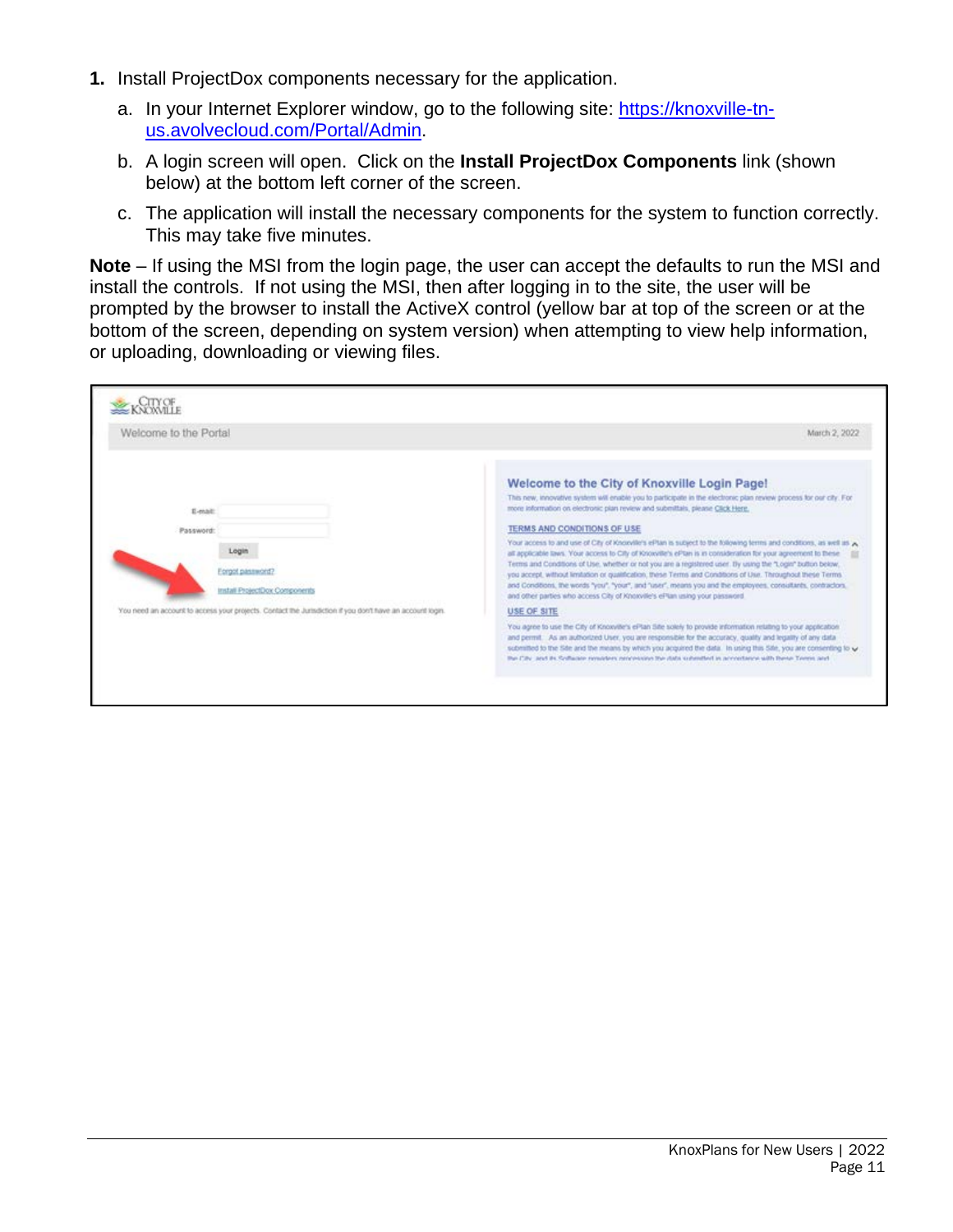1. Install ProjectDox components necessary for the application.
   a. In your Internet Explorer window, go to the following site: [https://knoxville-tn-us.avolvecloud.com/Portal/Admin](https://knoxville-tn-us.avolvecloud.com/Portal/Admin).
   b. A login screen will open. Click on the **Install ProjectDox Components** link (shown below) at the bottom left corner of the screen.
   c. The application will install the necessary components for the system to function correctly. This may take five minutes.

**Note** – If using the MSI from the login page, the user can accept the defaults to run the MSI and install the controls. If not using the MSI, then after logging in to the site, the user will be prompted by the browser to install the ActiveX control (yellow bar at top of the screen or at the bottom of the screen, depending on system version) when attempting to view help information, or uploading, downloading or viewing files.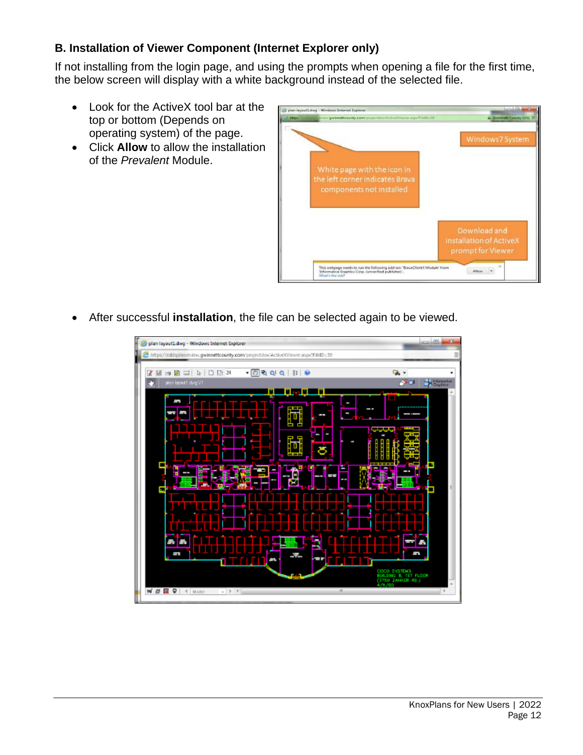### B. Installation of Viewer Component (Internet Explorer only)

If not installing from the login page, and using the prompts when opening a file for the first time, the below screen will display with a white background instead of the selected file.

- Look for the ActiveX tool bar at the top or bottom (Depends on operating system) of the page.
- Click **Allow** to allow the installation of the *Prevalent* Module.

- After successful **installation**, the file can be selected again to be viewed.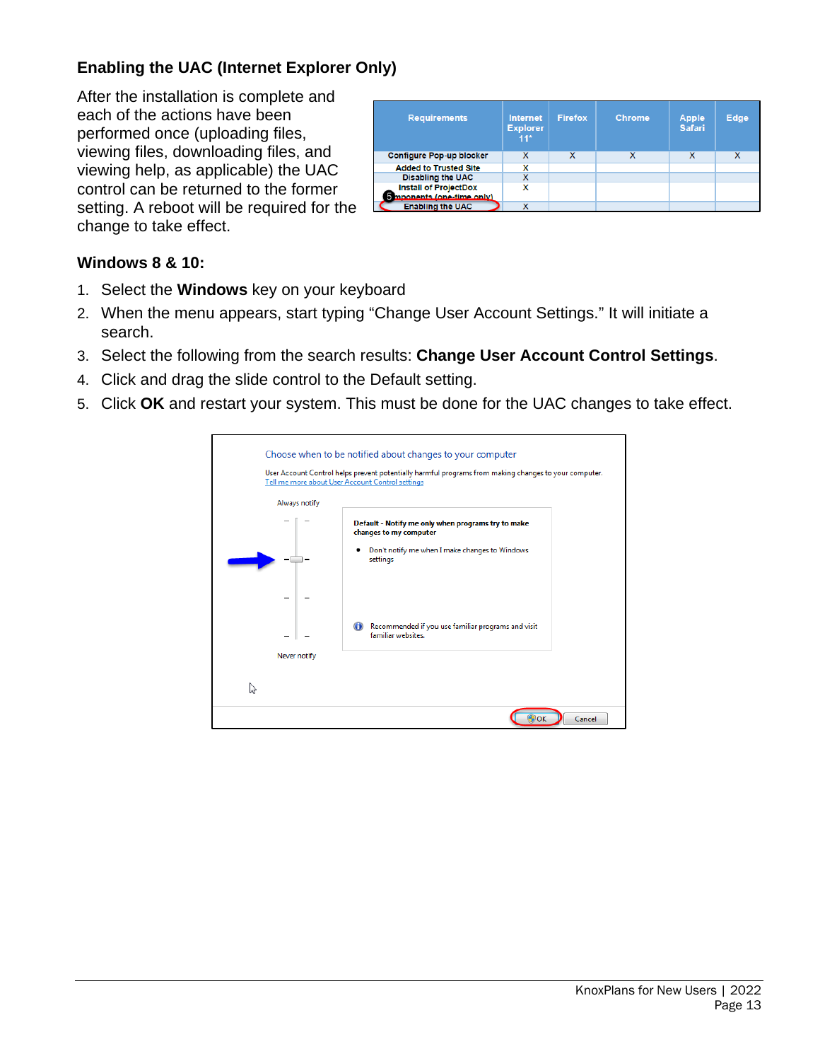## Enabling the UAC (Internet Explorer Only)

After the installation is complete and each of the actions have been performed once (uploading files, viewing files, downloading files, and viewing help, as applicable) the UAC control can be returned to the former setting. A reboot will be required for the change to take effect.

| Requirements | Internet Explorer 11* | Firefox | Chrome | Apple Safari | Edge |
|---|---|---|---|---|---|
| Configure Pop-up blocker | X | X | X | X | X |
| Added to Trusted Site | X | | | | |
| Disabling the UAC | X | | | | |
| Install of ProjectDox Components (one-time only) | X | | | | |
| Enabling the UAC | X | | | | |

### Windows 8 & 10:

1. Select the **Windows** key on your keyboard
2. When the menu appears, start typing “Change User Account Settings.” It will initiate a search.
3. Select the following from the search results: **Change User Account Control Settings**.
4. Click and drag the slide control to the Default setting.
5. Click **OK** and restart your system. This must be done for the UAC changes to take effect.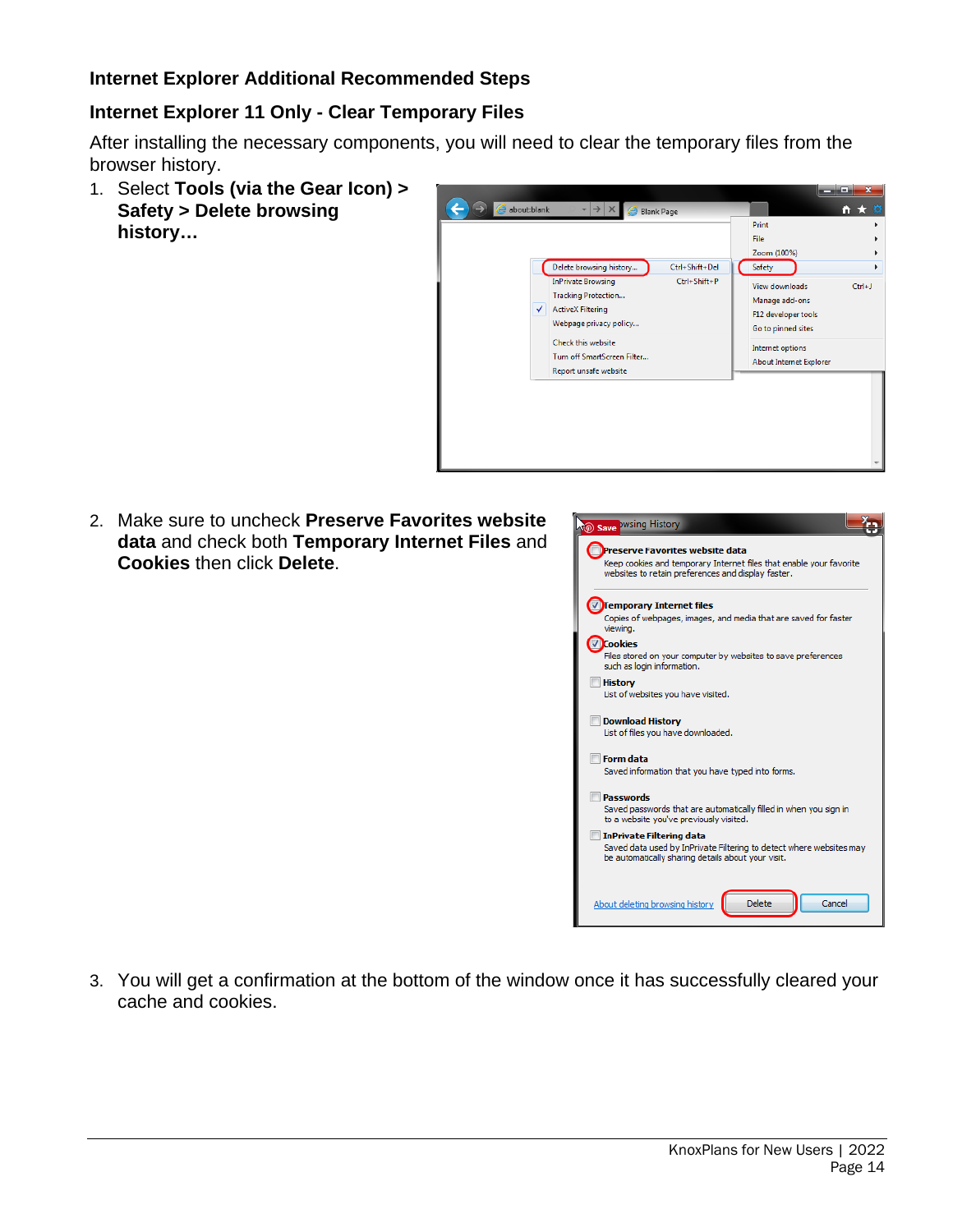## Internet Explorer Additional Recommended Steps

### Internet Explorer 11 Only - Clear Temporary Files

After installing the necessary components, you will need to clear the temporary files from the browser history.

1. Select **Tools (via the Gear Icon) > Safety > Delete browsing history…**

2. Make sure to uncheck **Preserve Favorites website data** and check both **Temporary Internet Files** and **Cookies** then click **Delete**.

3. You will get a confirmation at the bottom of the window once it has successfully cleared your cache and cookies.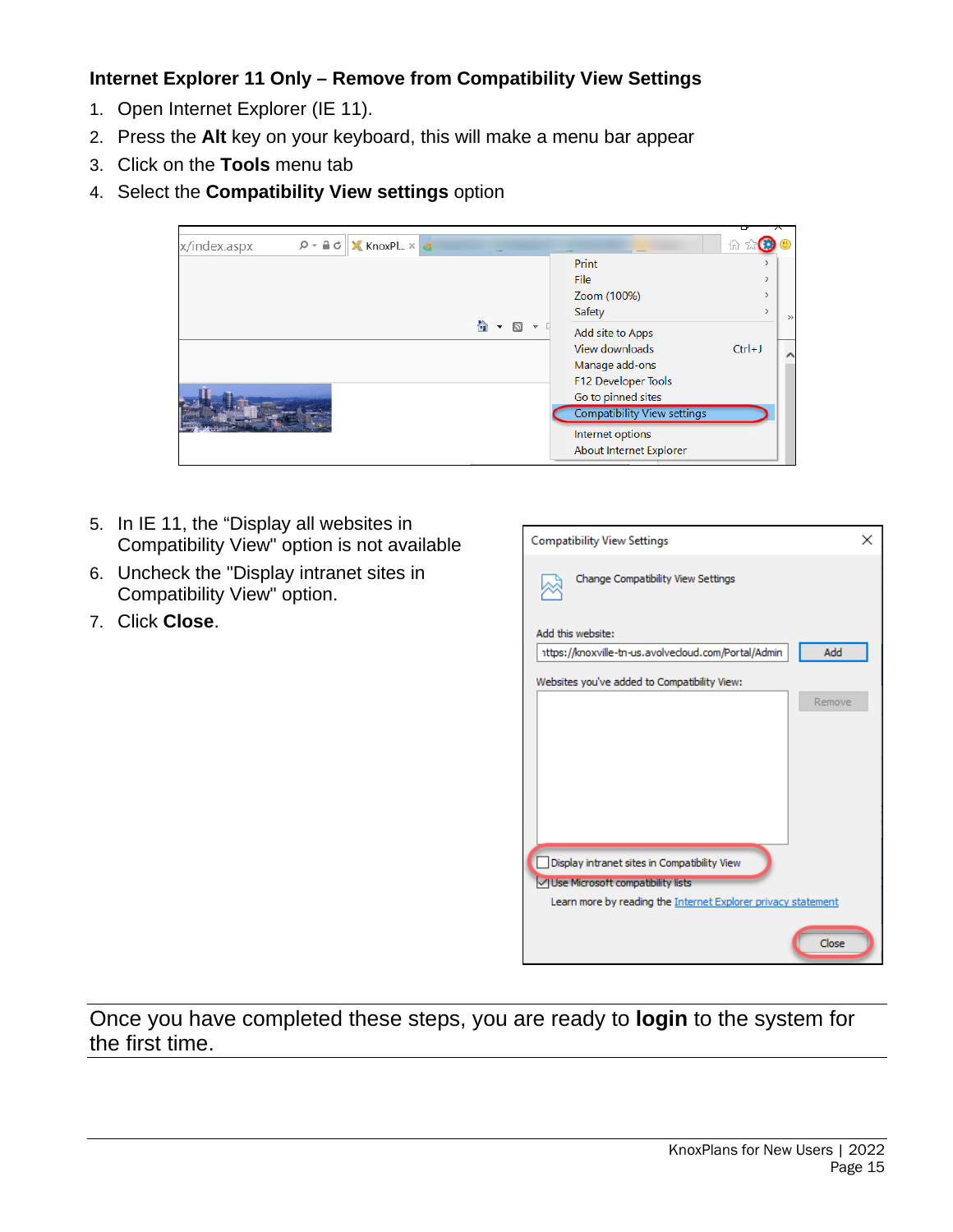### Internet Explorer 11 Only – Remove from Compatibility View Settings

1. Open Internet Explorer (IE 11).
2. Press the **Alt** key on your keyboard, this will make a menu bar appear
3. Click on the **Tools** menu tab
4. Select the **Compatibility View settings** option

5. In IE 11, the “Display all websites in Compatibility View” option is not available
6. Uncheck the "Display intranet sites in Compatibility View" option.
7. Click **Close**.

---

Once you have completed these steps, you are ready to **login** to the system for the first time.

---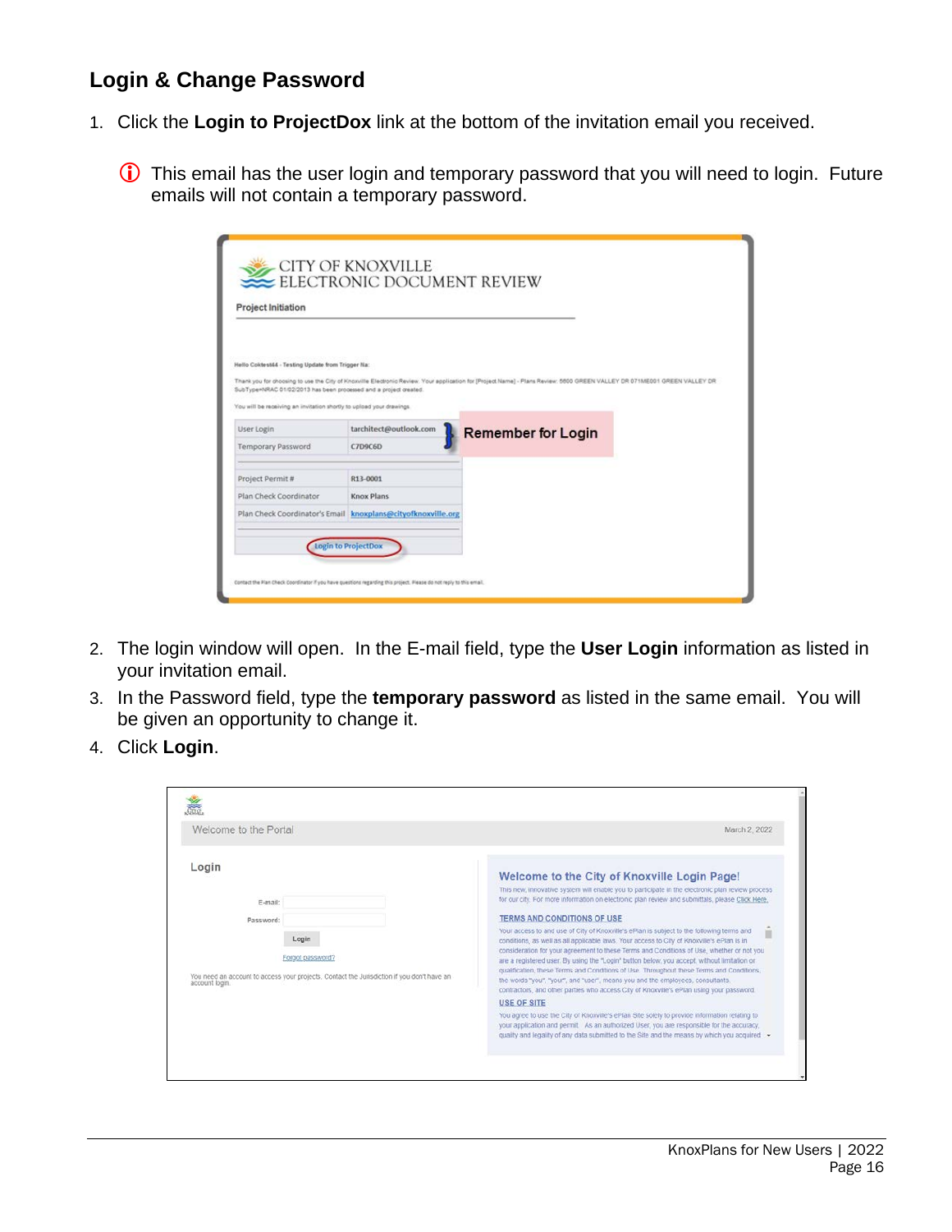## Login & Change Password

1. Click the **Login to ProjectDox** link at the bottom of the invitation email you received.

   ⓘ This email has the user login and temporary password that you will need to login. Future emails will not contain a temporary password.

2. The login window will open. In the E-mail field, type the **User Login** information as listed in your invitation email.
3. In the Password field, type the **temporary password** as listed in the same email. You will be given an opportunity to change it.
4. Click **Login**.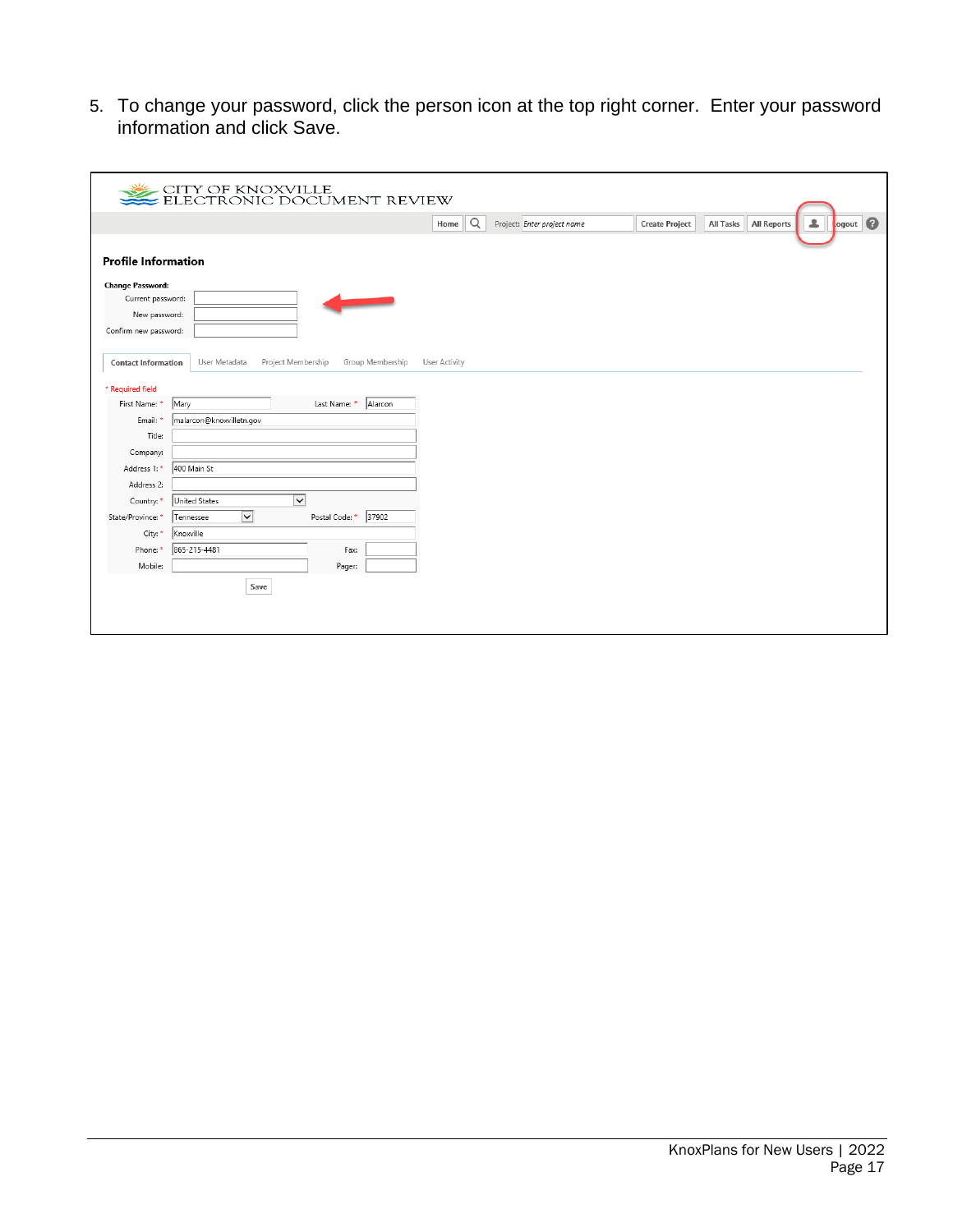5. To change your password, click the person icon at the top right corner. Enter your password information and click Save.

CITY OF KNOXVILLE
ELECTRONIC DOCUMENT REVIEW

Home | Project: Enter project name | Create Project | All Tasks | All Reports | Logout

**Profile Information**

**Change Password:**

Current password:

New password:

Confirm new password:

Contact Information | User Metadata | Project Membership | Group Membership | User Activity

\* Required field

| | | | |
|---|---|---|---|
| First Name: * | Mary | Last Name: * | Alarcon |
| Email: * | malarcon@knoxvilletn.gov | | |
| Title: | | | |
| Company: | | | |
| Address 1: * | 400 Main St | | |
| Address 2: | | | |
| Country: * | United States | | |
| State/Province: * | Tennessee | Postal Code: * | 37902 |
| City: * | Knoxville | | |
| Phone: * | 865-215-4481 | Fax: | |
| Mobile: | | Pager: | |

Save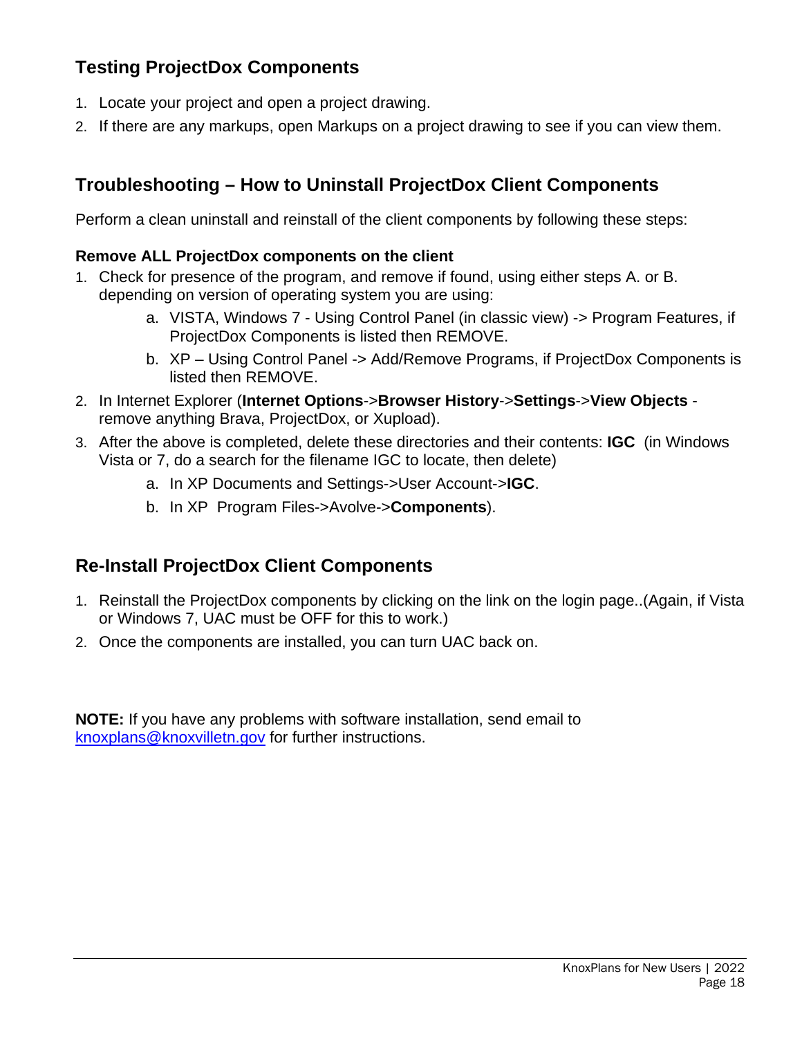## Testing ProjectDox Components

1. Locate your project and open a project drawing.
2. If there are any markups, open Markups on a project drawing to see if you can view them.

## Troubleshooting – How to Uninstall ProjectDox Client Components

Perform a clean uninstall and reinstall of the client components by following these steps:

**Remove ALL ProjectDox components on the client**

1. Check for presence of the program, and remove if found, using either steps A. or B. depending on version of operating system you are using:
   a. VISTA, Windows 7 - Using Control Panel (in classic view) -> Program Features, if ProjectDox Components is listed then REMOVE.
   b. XP – Using Control Panel -> Add/Remove Programs, if ProjectDox Components is listed then REMOVE.
2. In Internet Explorer (**Internet Options**->**Browser History**->**Settings**->**View Objects** - remove anything Brava, ProjectDox, or Xupload).
3. After the above is completed, delete these directories and their contents: **IGC** (in Windows Vista or 7, do a search for the filename IGC to locate, then delete)
   a. In XP Documents and Settings->User Account->**IGC**.
   b. In XP Program Files->Avolve->**Components**).

## Re-Install ProjectDox Client Components

1. Reinstall the ProjectDox components by clicking on the link on the login page..(Again, if Vista or Windows 7, UAC must be OFF for this to work.)
2. Once the components are installed, you can turn UAC back on.

**NOTE:** If you have any problems with software installation, send email to [knoxplans@knoxvilletn.gov](mailto:knoxplans@knoxvilletn.gov) for further instructions.